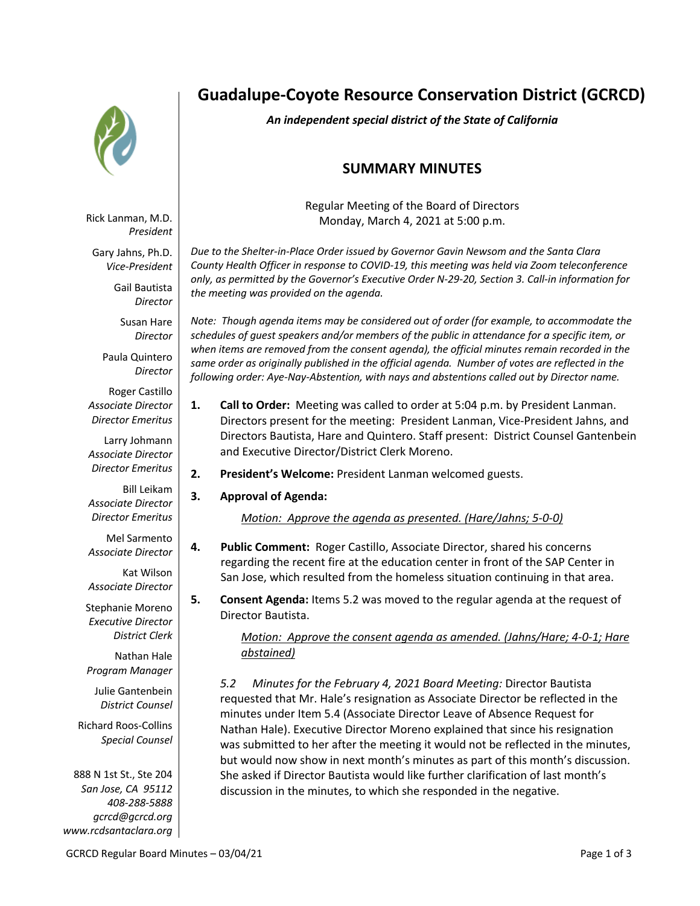# Guadalupe-Coyote Resource Conservation District (GCRCD)

***An independent special district of the State of California***

Rick Lanman, M.D.
*President*

Gary Jahns, Ph.D.
*Vice-President*

Gail Bautista
*Director*

Susan Hare
*Director*

Paula Quintero
*Director*

Roger Castillo
*Associate Director*
*Director Emeritus*

Larry Johmann
*Associate Director*
*Director Emeritus*

Bill Leikam
*Associate Director*
*Director Emeritus*

Mel Sarmento
*Associate Director*

Kat Wilson
*Associate Director*

Stephanie Moreno
*Executive Director*
*District Clerk*

Nathan Hale
*Program Manager*

Julie Gantenbein
*District Counsel*

Richard Roos-Collins
*Special Counsel*

888 N 1st St., Ste 204
*San Jose, CA 95112*
*408-288-5888*
*gcrcd@gcrcd.org*
*www.rcdsantaclara.org*

## SUMMARY MINUTES

Regular Meeting of the Board of Directors
Monday, March 4, 2021 at 5:00 p.m.

*Due to the Shelter-in-Place Order issued by Governor Gavin Newsom and the Santa Clara County Health Officer in response to COVID-19, this meeting was held via Zoom teleconference only, as permitted by the Governor's Executive Order N-29-20, Section 3. Call-in information for the meeting was provided on the agenda.*

*Note: Though agenda items may be considered out of order (for example, to accommodate the schedules of guest speakers and/or members of the public in attendance for a specific item, or when items are removed from the consent agenda), the official minutes remain recorded in the same order as originally published in the official agenda. Number of votes are reflected in the following order: Aye-Nay-Abstention, with nays and abstentions called out by Director name.*

1. **Call to Order:** Meeting was called to order at 5:04 p.m. by President Lanman. Directors present for the meeting: President Lanman, Vice-President Jahns, and Directors Bautista, Hare and Quintero. Staff present: District Counsel Gantenbein and Executive Director/District Clerk Moreno.

2. **President's Welcome:** President Lanman welcomed guests.

3. **Approval of Agenda:**

   *Motion: Approve the agenda as presented. (Hare/Jahns; 5-0-0)*

4. **Public Comment:** Roger Castillo, Associate Director, shared his concerns regarding the recent fire at the education center in front of the SAP Center in San Jose, which resulted from the homeless situation continuing in that area.

5. **Consent Agenda:** Items 5.2 was moved to the regular agenda at the request of Director Bautista.

   *Motion: Approve the consent agenda as amended. (Jahns/Hare; 4-0-1; Hare abstained)*

   *5.2 Minutes for the February 4, 2021 Board Meeting:* Director Bautista requested that Mr. Hale's resignation as Associate Director be reflected in the minutes under Item 5.4 (Associate Director Leave of Absence Request for Nathan Hale). Executive Director Moreno explained that since his resignation was submitted to her after the meeting it would not be reflected in the minutes, but would now show in next month's minutes as part of this month's discussion. She asked if Director Bautista would like further clarification of last month's discussion in the minutes, to which she responded in the negative.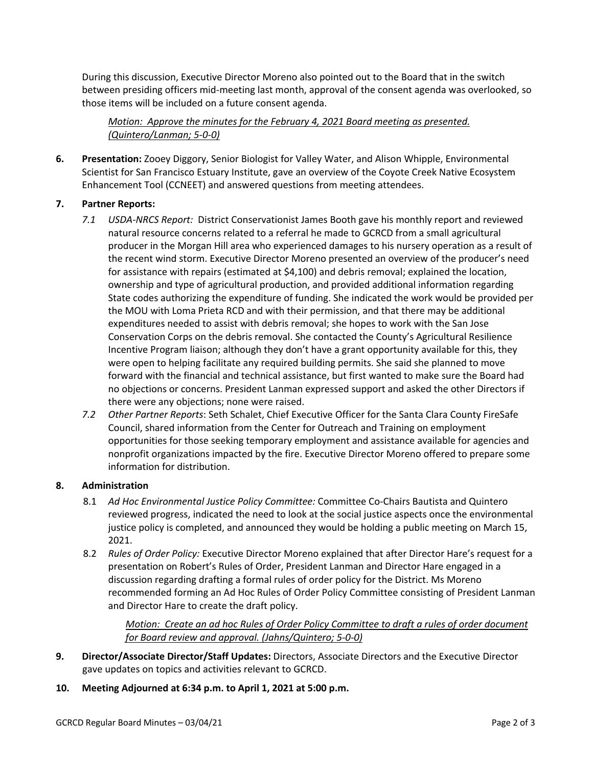During this discussion, Executive Director Moreno also pointed out to the Board that in the switch between presiding officers mid-meeting last month, approval of the consent agenda was overlooked, so those items will be included on a future consent agenda.

> *Motion: Approve the minutes for the February 4, 2021 Board meeting as presented. (Quintero/Lanman; 5-0-0)*

**6. Presentation:** Zooey Diggory, Senior Biologist for Valley Water, and Alison Whipple, Environmental Scientist for San Francisco Estuary Institute, gave an overview of the Coyote Creek Native Ecosystem Enhancement Tool (CCNEET) and answered questions from meeting attendees.

**7. Partner Reports:**

- *7.1 USDA-NRCS Report:* District Conservationist James Booth gave his monthly report and reviewed natural resource concerns related to a referral he made to GCRCD from a small agricultural producer in the Morgan Hill area who experienced damages to his nursery operation as a result of the recent wind storm. Executive Director Moreno presented an overview of the producer's need for assistance with repairs (estimated at $4,100) and debris removal; explained the location, ownership and type of agricultural production, and provided additional information regarding State codes authorizing the expenditure of funding. She indicated the work would be provided per the MOU with Loma Prieta RCD and with their permission, and that there may be additional expenditures needed to assist with debris removal; she hopes to work with the San Jose Conservation Corps on the debris removal. She contacted the County's Agricultural Resilience Incentive Program liaison; although they don't have a grant opportunity available for this, they were open to helping facilitate any required building permits. She said she planned to move forward with the financial and technical assistance, but first wanted to make sure the Board had no objections or concerns. President Lanman expressed support and asked the other Directors if there were any objections; none were raised.
- *7.2 Other Partner Reports*: Seth Schalet, Chief Executive Officer for the Santa Clara County FireSafe Council, shared information from the Center for Outreach and Training on employment opportunities for those seeking temporary employment and assistance available for agencies and nonprofit organizations impacted by the fire. Executive Director Moreno offered to prepare some information for distribution.

**8. Administration**

- 8.1 *Ad Hoc Environmental Justice Policy Committee:* Committee Co-Chairs Bautista and Quintero reviewed progress, indicated the need to look at the social justice aspects once the environmental justice policy is completed, and announced they would be holding a public meeting on March 15, 2021.
- 8.2 *Rules of Order Policy:* Executive Director Moreno explained that after Director Hare's request for a presentation on Robert's Rules of Order, President Lanman and Director Hare engaged in a discussion regarding drafting a formal rules of order policy for the District. Ms Moreno recommended forming an Ad Hoc Rules of Order Policy Committee consisting of President Lanman and Director Hare to create the draft policy.

> *Motion: Create an ad hoc Rules of Order Policy Committee to draft a rules of order document for Board review and approval. (Jahns/Quintero; 5-0-0)*

**9. Director/Associate Director/Staff Updates:** Directors, Associate Directors and the Executive Director gave updates on topics and activities relevant to GCRCD.

**10. Meeting Adjourned at 6:34 p.m. to April 1, 2021 at 5:00 p.m.**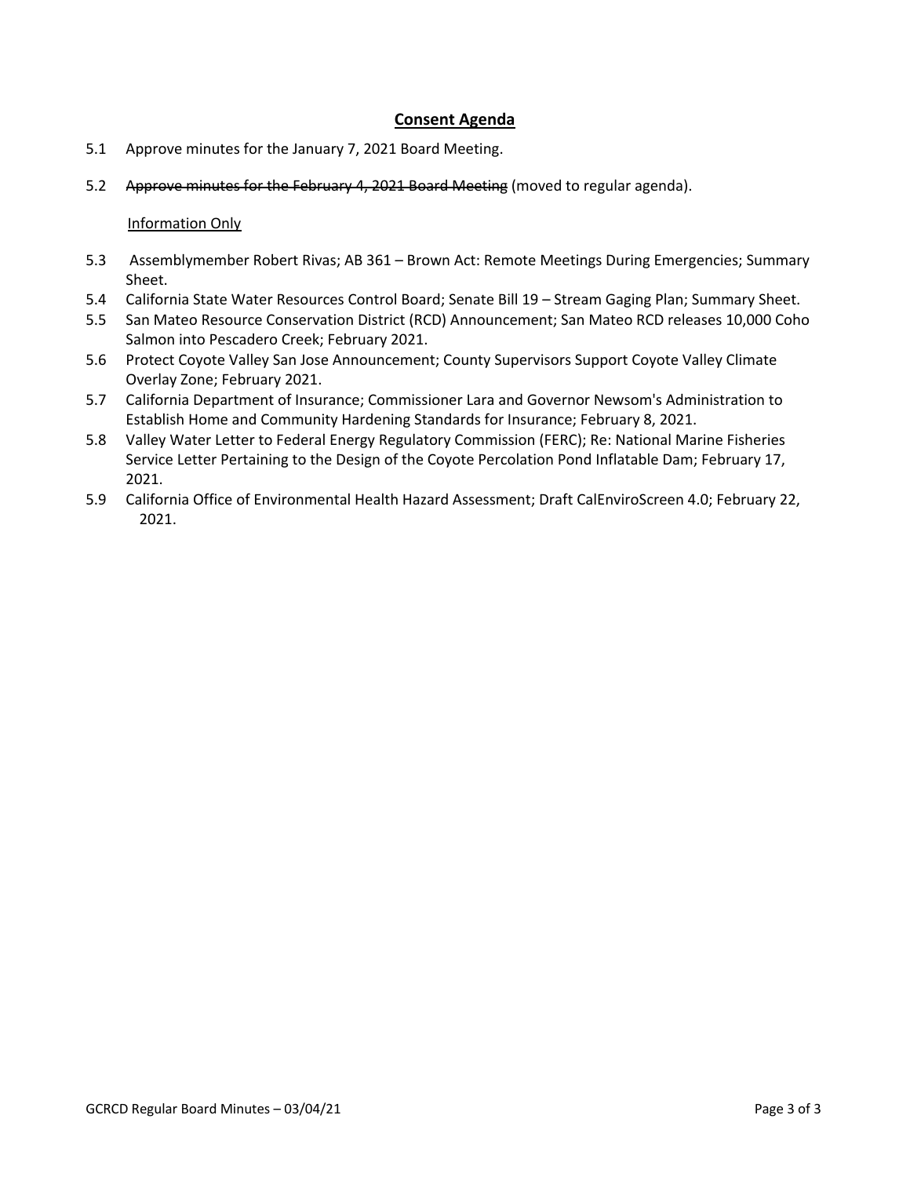## Consent Agenda

5.1 Approve minutes for the January 7, 2021 Board Meeting.

5.2 ~~Approve minutes for the February 4, 2021 Board Meeting~~ (moved to regular agenda).

Information Only

5.3 Assemblymember Robert Rivas; AB 361 – Brown Act: Remote Meetings During Emergencies; Summary Sheet.

5.4 California State Water Resources Control Board; Senate Bill 19 – Stream Gaging Plan; Summary Sheet.

5.5 San Mateo Resource Conservation District (RCD) Announcement; San Mateo RCD releases 10,000 Coho Salmon into Pescadero Creek; February 2021.

5.6 Protect Coyote Valley San Jose Announcement; County Supervisors Support Coyote Valley Climate Overlay Zone; February 2021.

5.7 California Department of Insurance; Commissioner Lara and Governor Newsom's Administration to Establish Home and Community Hardening Standards for Insurance; February 8, 2021.

5.8 Valley Water Letter to Federal Energy Regulatory Commission (FERC); Re: National Marine Fisheries Service Letter Pertaining to the Design of the Coyote Percolation Pond Inflatable Dam; February 17, 2021.

5.9 California Office of Environmental Health Hazard Assessment; Draft CalEnviroScreen 4.0; February 22, 2021.